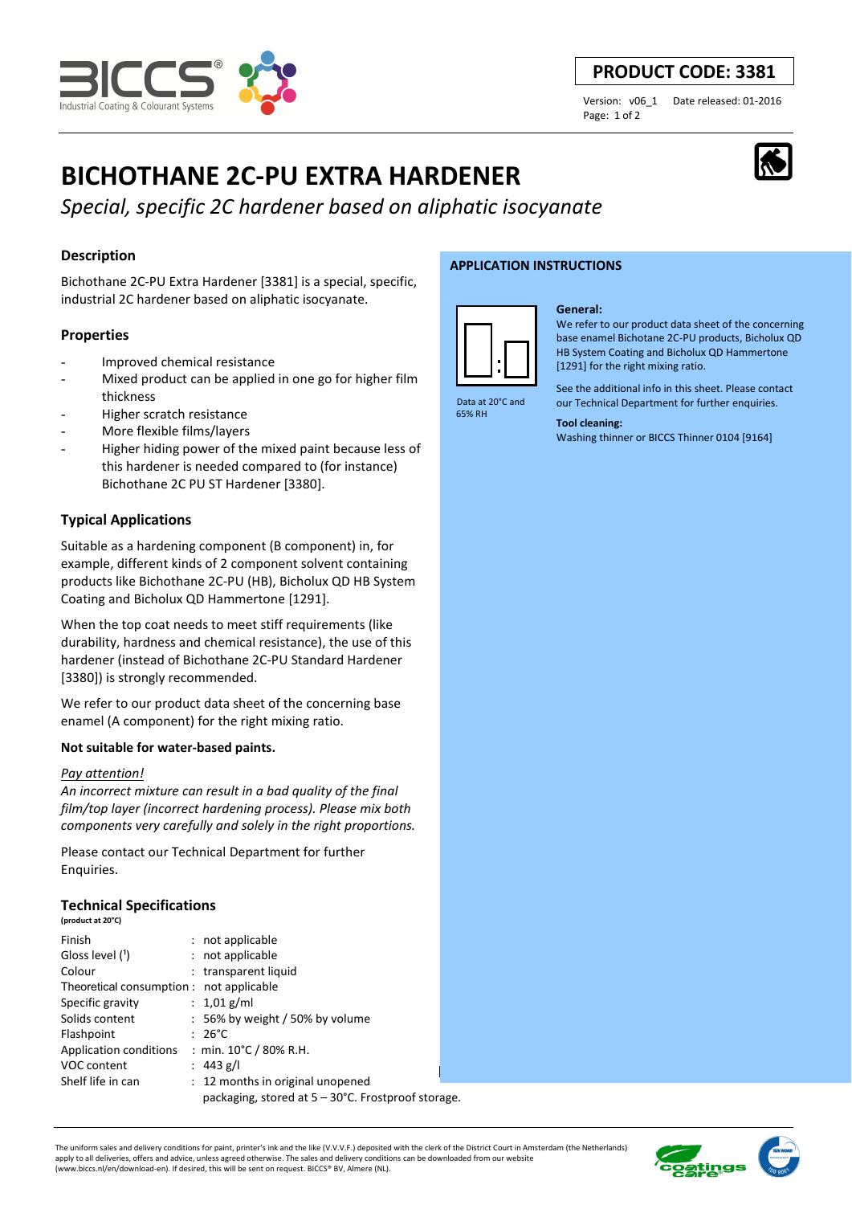**PRODUCT CODE: 3381**

Version: v06_1 Date released: 01-2016

# BICHOTHANE 2C-PU EXTRA HARDENER

*Special, specific 2C hardener based on aliphatic isocyanate*

## Description

Bichothane 2C-PU Extra Hardener [3381] is a special, specific, industrial 2C hardener based on aliphatic isocyanate.

## Properties

- Improved chemical resistance
- Mixed product can be applied in one go for higher film thickness
- Higher scratch resistance
- More flexible films/layers
- Higher hiding power of the mixed paint because less of this hardener is needed compared to (for instance) Bichothane 2C PU ST Hardener [3380].

## Typical Applications

Suitable as a hardening component (B component) in, for example, different kinds of 2 component solvent containing products like Bichothane 2C-PU (HB), Bicholux QD HB System Coating and Bicholux QD Hammertone [1291].

When the top coat needs to meet stiff requirements (like durability, hardness and chemical resistance), the use of this hardener (instead of Bichothane 2C-PU Standard Hardener [3380]) is strongly recommended.

We refer to our product data sheet of the concerning base enamel (A component) for the right mixing ratio.

**Not suitable for water-based paints.**

*Pay attention!*

*An incorrect mixture can result in a bad quality of the final film/top layer (incorrect hardening process). Please mix both components very carefully and solely in the right proportions.*

Please contact our Technical Department for further Enquiries.

## Technical Specifications

**(product at 20°C)**

| | |
|---|---|
| Finish | : not applicable |
| Gloss level ([1]) | : not applicable |
| Colour | : transparent liquid |
| Theoretical consumption | : not applicable |
| Specific gravity | : 1,01 g/ml |
| Solids content | : 56% by weight / 50% by volume |
| Flashpoint | : 26°C |
| Application conditions | : min. 10°C / 80% R.H. |
| VOC content | : 443 g/l |
| Shelf life in can | : 12 months in original unopened packaging, stored at 5 – 30°C. Frostproof storage. |

## APPLICATION INSTRUCTIONS

Data at 20°C and 65% RH

**General:**

We refer to our product data sheet of the concerning base enamel Bichotane 2C-PU products, Bicholux QD HB System Coating and Bicholux QD Hammertone [1291] for the right mixing ratio.

See the additional info in this sheet. Please contact our Technical Department for further enquiries.

**Tool cleaning:**

Washing thinner or BICCS Thinner 0104 [9164]

The uniform sales and delivery conditions for paint, printer's ink and the like (V.V.V.F.) deposited with the clerk of the District Court in Amsterdam (the Netherlands) apply to all deliveries, offers and advice, unless agreed otherwise. The sales and delivery conditions can be downloaded from our website (www.biccs.nl/en/download-en). If desired, this will be sent on request. BICCS® BV, Almere (NL).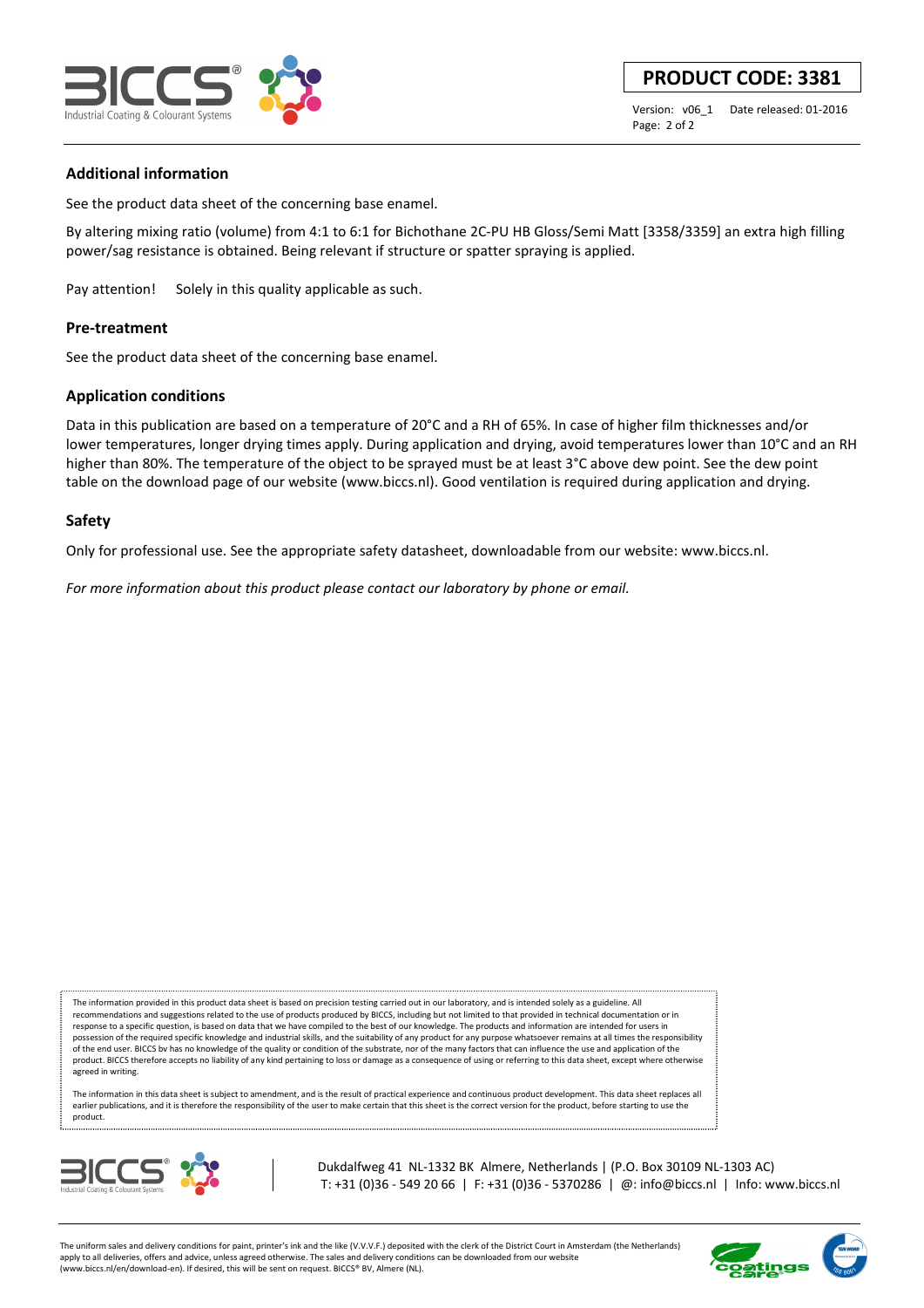## Additional information

See the product data sheet of the concerning base enamel.

By altering mixing ratio (volume) from 4:1 to 6:1 for Bichothane 2C-PU HB Gloss/Semi Matt [3358/3359] an extra high filling power/sag resistance is obtained. Being relevant if structure or spatter spraying is applied.

Pay attention! Solely in this quality applicable as such.

## Pre-treatment

See the product data sheet of the concerning base enamel.

## Application conditions

Data in this publication are based on a temperature of 20°C and a RH of 65%. In case of higher film thicknesses and/or lower temperatures, longer drying times apply. During application and drying, avoid temperatures lower than 10°C and an RH higher than 80%. The temperature of the object to be sprayed must be at least 3°C above dew point. See the dew point table on the download page of our website (www.biccs.nl). Good ventilation is required during application and drying.

## Safety

Only for professional use. See the appropriate safety datasheet, downloadable from our website: www.biccs.nl.

*For more information about this product please contact our laboratory by phone or email.*

The information provided in this product data sheet is based on precision testing carried out in our laboratory, and is intended solely as a guideline. All recommendations and suggestions related to the use of products produced by BICCS, including but not limited to that provided in technical documentation or in response to a specific question, is based on data that we have compiled to the best of our knowledge. The products and information are intended for users in possession of the required specific knowledge and industrial skills, and the suitability of any product for any purpose whatsoever remains at all times the responsibility of the end user. BICCS bv has no knowledge of the quality or condition of the substrate, nor of the many factors that can influence the use and application of the product. BICCS therefore accepts no liability of any kind pertaining to loss or damage as a consequence of using or referring to this data sheet, except where otherwise agreed in writing.

The information in this data sheet is subject to amendment, and is the result of practical experience and continuous product development. This data sheet replaces all earlier publications, and it is therefore the responsibility of the user to make certain that this sheet is the correct version for the product, before starting to use the product.

Dukdalfweg 41 NL-1332 BK Almere, Netherlands | (P.O. Box 30109 NL-1303 AC)
T: +31 (0)36 - 549 20 66 | F: +31 (0)36 - 5370286 | @: info@biccs.nl | Info: www.biccs.nl

The uniform sales and delivery conditions for paint, printer's ink and the like (V.V.V.F.) deposited with the clerk of the District Court in Amsterdam (the Netherlands) apply to all deliveries, offers and advice, unless agreed otherwise. The sales and delivery conditions can be downloaded from our website (www.biccs.nl/en/download-en). If desired, this will be sent on request. BICCS® BV, Almere (NL).